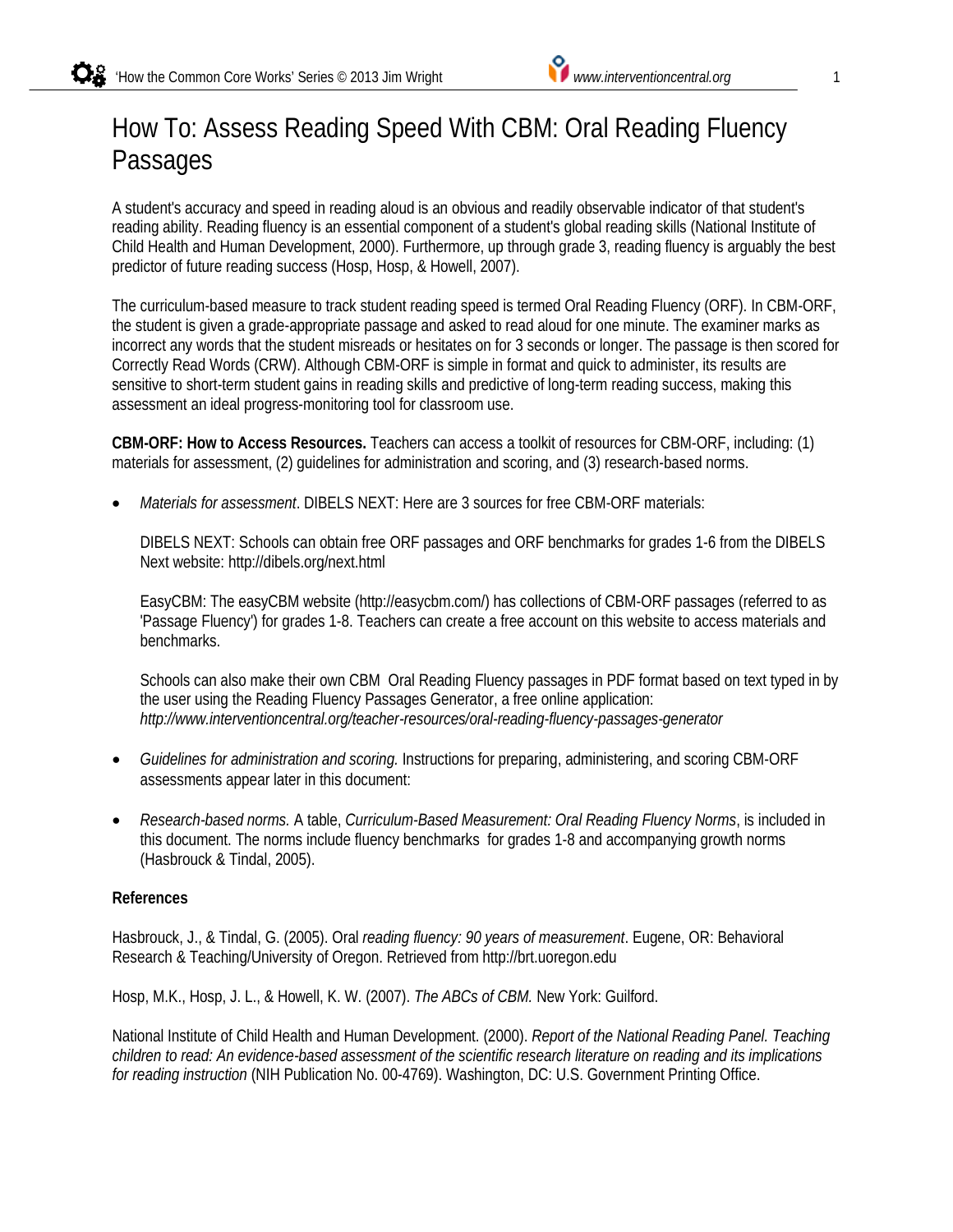# How To: Assess Reading Speed With CBM: Oral Reading Fluency Passages

A student's accuracy and speed in reading aloud is an obvious and readily observable indicator of that student's reading ability. Reading fluency is an essential component of a student's global reading skills (National Institute of Child Health and Human Development, 2000). Furthermore, up through grade 3, reading fluency is arguably the best predictor of future reading success (Hosp, Hosp, & Howell, 2007).

The curriculum-based measure to track student reading speed is termed Oral Reading Fluency (ORF). In CBM-ORF, the student is given a grade-appropriate passage and asked to read aloud for one minute. The examiner marks as incorrect any words that the student misreads or hesitates on for 3 seconds or longer. The passage is then scored for Correctly Read Words (CRW). Although CBM-ORF is simple in format and quick to administer, its results are sensitive to short-term student gains in reading skills and predictive of long-term reading success, making this assessment an ideal progress-monitoring tool for classroom use.

**CBM-ORF: How to Access Resources.** Teachers can access a toolkit of resources for CBM-ORF, including: (1) materials for assessment, (2) guidelines for administration and scoring, and (3) research-based norms.

- *Materials for assessment*. DIBELS NEXT: Here are 3 sources for free CBM-ORF materials:

  DIBELS NEXT: Schools can obtain free ORF passages and ORF benchmarks for grades 1-6 from the DIBELS Next website: http://dibels.org/next.html

  EasyCBM: The easyCBM website (http://easycbm.com/) has collections of CBM-ORF passages (referred to as 'Passage Fluency') for grades 1-8. Teachers can create a free account on this website to access materials and benchmarks.

  Schools can also make their own CBM Oral Reading Fluency passages in PDF format based on text typed in by the user using the Reading Fluency Passages Generator, a free online application: *http://www.interventioncentral.org/teacher-resources/oral-reading-fluency-passages-generator*

- *Guidelines for administration and scoring.* Instructions for preparing, administering, and scoring CBM-ORF assessments appear later in this document:

- *Research-based norms.* A table, *Curriculum-Based Measurement: Oral Reading Fluency Norms*, is included in this document. The norms include fluency benchmarks for grades 1-8 and accompanying growth norms (Hasbrouck & Tindal, 2005).

**References**

Hasbrouck, J., & Tindal, G. (2005). Oral *reading fluency: 90 years of measurement*. Eugene, OR: Behavioral Research & Teaching/University of Oregon. Retrieved from http://brt.uoregon.edu

Hosp, M.K., Hosp, J. L., & Howell, K. W. (2007). *The ABCs of CBM.* New York: Guilford.

National Institute of Child Health and Human Development. (2000). *Report of the National Reading Panel. Teaching children to read: An evidence-based assessment of the scientific research literature on reading and its implications for reading instruction* (NIH Publication No. 00-4769). Washington, DC: U.S. Government Printing Office.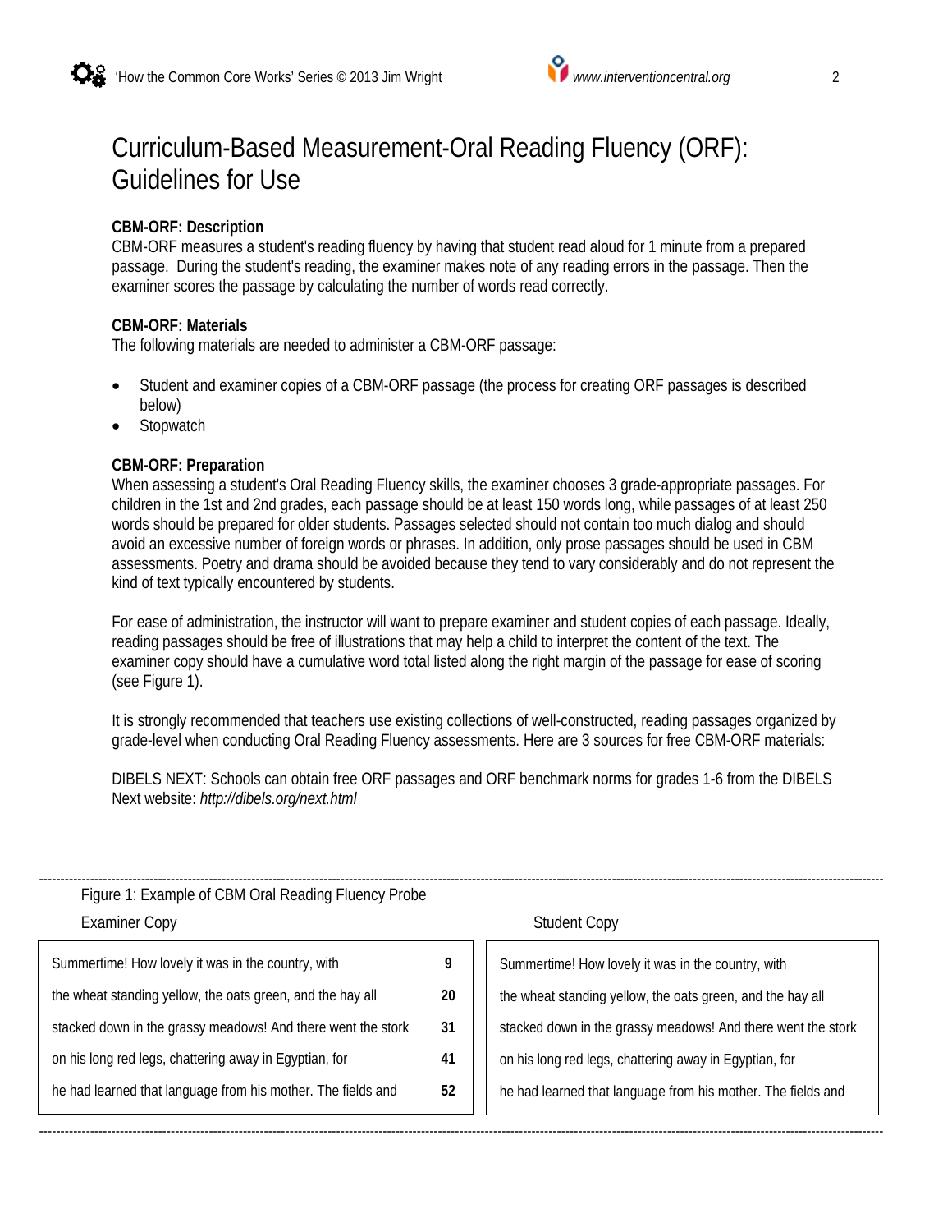# Curriculum-Based Measurement-Oral Reading Fluency (ORF): Guidelines for Use

**CBM-ORF: Description**

CBM-ORF measures a student's reading fluency by having that student read aloud for 1 minute from a prepared passage. During the student's reading, the examiner makes note of any reading errors in the passage. Then the examiner scores the passage by calculating the number of words read correctly.

**CBM-ORF: Materials**

The following materials are needed to administer a CBM-ORF passage:

- Student and examiner copies of a CBM-ORF passage (the process for creating ORF passages is described below)
- Stopwatch

**CBM-ORF: Preparation**

When assessing a student's Oral Reading Fluency skills, the examiner chooses 3 grade-appropriate passages. For children in the 1st and 2nd grades, each passage should be at least 150 words long, while passages of at least 250 words should be prepared for older students. Passages selected should not contain too much dialog and should avoid an excessive number of foreign words or phrases. In addition, only prose passages should be used in CBM assessments. Poetry and drama should be avoided because they tend to vary considerably and do not represent the kind of text typically encountered by students.

For ease of administration, the instructor will want to prepare examiner and student copies of each passage. Ideally, reading passages should be free of illustrations that may help a child to interpret the content of the text. The examiner copy should have a cumulative word total listed along the right margin of the passage for ease of scoring (see Figure 1).

It is strongly recommended that teachers use existing collections of well-constructed, reading passages organized by grade-level when conducting Oral Reading Fluency assessments. Here are 3 sources for free CBM-ORF materials:

DIBELS NEXT: Schools can obtain free ORF passages and ORF benchmark norms for grades 1-6 from the DIBELS Next website: *http://dibels.org/next.html*

---

Figure 1: Example of CBM Oral Reading Fluency Probe

**Examiner Copy**

| Passage | Cumulative Words |
|---|---|
| Summertime! How lovely it was in the country, with | 9 |
| the wheat standing yellow, the oats green, and the hay all | 20 |
| stacked down in the grassy meadows! And there went the stork | 31 |
| on his long red legs, chattering away in Egyptian, for | 41 |
| he had learned that language from his mother. The fields and | 52 |

**Student Copy**

Summertime! How lovely it was in the country, with
the wheat standing yellow, the oats green, and the hay all
stacked down in the grassy meadows! And there went the stork
on his long red legs, chattering away in Egyptian, for
he had learned that language from his mother. The fields and

---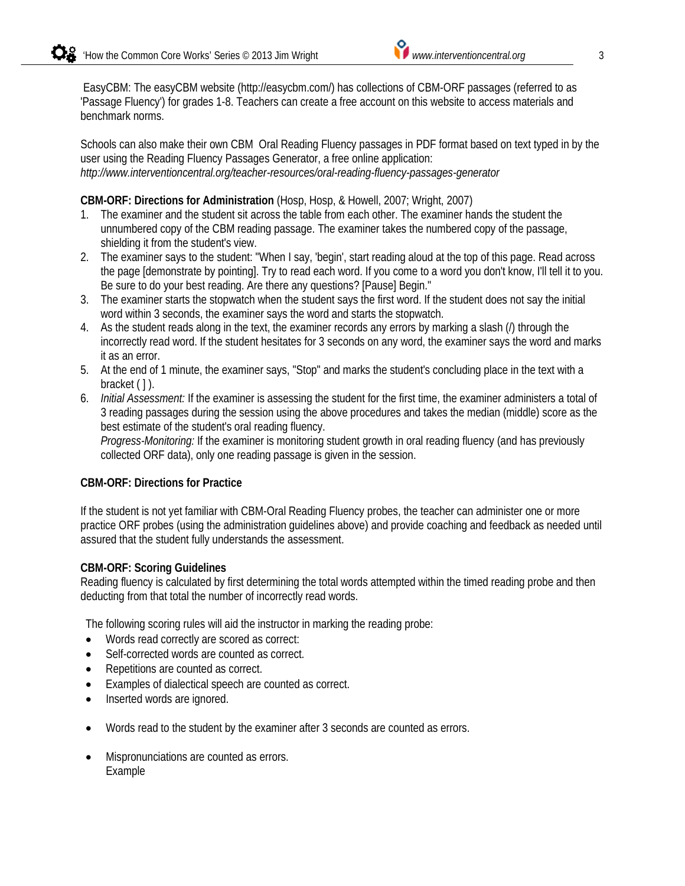EasyCBM: The easyCBM website (http://easycbm.com/) has collections of CBM-ORF passages (referred to as 'Passage Fluency') for grades 1-8. Teachers can create a free account on this website to access materials and benchmark norms.

Schools can also make their own CBM Oral Reading Fluency passages in PDF format based on text typed in by the user using the Reading Fluency Passages Generator, a free online application: *http://www.interventioncentral.org/teacher-resources/oral-reading-fluency-passages-generator*

**CBM-ORF: Directions for Administration** (Hosp, Hosp, & Howell, 2007; Wright, 2007)

1. The examiner and the student sit across the table from each other. The examiner hands the student the unnumbered copy of the CBM reading passage. The examiner takes the numbered copy of the passage, shielding it from the student's view.
2. The examiner says to the student: "When I say, 'begin', start reading aloud at the top of this page. Read across the page [demonstrate by pointing]. Try to read each word. If you come to a word you don't know, I'll tell it to you. Be sure to do your best reading. Are there any questions? [Pause] Begin."
3. The examiner starts the stopwatch when the student says the first word. If the student does not say the initial word within 3 seconds, the examiner says the word and starts the stopwatch.
4. As the student reads along in the text, the examiner records any errors by marking a slash (/) through the incorrectly read word. If the student hesitates for 3 seconds on any word, the examiner says the word and marks it as an error.
5. At the end of 1 minute, the examiner says, "Stop" and marks the student's concluding place in the text with a bracket ( ] ).
6. *Initial Assessment:* If the examiner is assessing the student for the first time, the examiner administers a total of 3 reading passages during the session using the above procedures and takes the median (middle) score as the best estimate of the student's oral reading fluency.
   *Progress-Monitoring:* If the examiner is monitoring student growth in oral reading fluency (and has previously collected ORF data), only one reading passage is given in the session.

**CBM-ORF: Directions for Practice**

If the student is not yet familiar with CBM-Oral Reading Fluency probes, the teacher can administer one or more practice ORF probes (using the administration guidelines above) and provide coaching and feedback as needed until assured that the student fully understands the assessment.

**CBM-ORF: Scoring Guidelines**

Reading fluency is calculated by first determining the total words attempted within the timed reading probe and then deducting from that total the number of incorrectly read words.

The following scoring rules will aid the instructor in marking the reading probe:

- Words read correctly are scored as correct:
- Self-corrected words are counted as correct.
- Repetitions are counted as correct.
- Examples of dialectical speech are counted as correct.
- Inserted words are ignored.
- Words read to the student by the examiner after 3 seconds are counted as errors.
- Mispronunciations are counted as errors.
  Example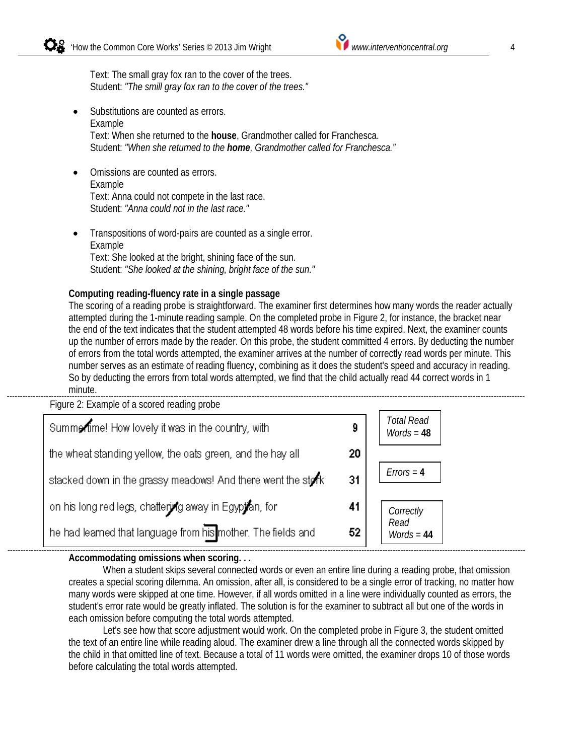Text: The small gray fox ran to the cover of the trees.
Student: *"The smill gray fox ran to the cover of the trees."*

- Substitutions are counted as errors.
  Example
  Text: When she returned to the **house**, Grandmother called for Franchesca.
  Student: *"When she returned to the **home**, Grandmother called for Franchesca."*

- Omissions are counted as errors.
  Example
  Text: Anna could not compete in the last race.
  Student: *"Anna could not in the last race."*

- Transpositions of word-pairs are counted as a single error.
  Example
  Text: She looked at the bright, shining face of the sun.
  Student: *"She looked at the shining, bright face of the sun."*

**Computing reading-fluency rate in a single passage**

The scoring of a reading probe is straightforward. The examiner first determines how many words the reader actually attempted during the 1-minute reading sample. On the completed probe in Figure 2, for instance, the bracket near the end of the text indicates that the student attempted 48 words before his time expired. Next, the examiner counts up the number of errors made by the reader. On this probe, the student committed 4 errors. By deducting the number of errors from the total words attempted, the examiner arrives at the number of correctly read words per minute. This number serves as an estimate of reading fluency, combining as it does the student's speed and accuracy in reading. So by deducting the errors from total words attempted, we find that the child actually read 44 correct words in 1 minute.

Figure 2: Example of a scored reading probe

| Text | Count |
|---|---|
| Summe/time! How lovely it was in the country, with | 9 |
| the wheat standing yellow, the oats green, and the hay all | 20 |
| stacked down in the grassy meadows! And there went the st/rk | 31 |
| on his long red legs, chatteri/g away in Egypt/an, for | 41 |
| he had learned that language from his] mother. The fields and | 52 |

*Total Read Words* = **48**

*Errors* = **4**

*Correctly Read Words* = **44**

**Accommodating omissions when scoring. . .**

When a student skips several connected words or even an entire line during a reading probe, that omission creates a special scoring dilemma. An omission, after all, is considered to be a single error of tracking, no matter how many words were skipped at one time. However, if all words omitted in a line were individually counted as errors, the student's error rate would be greatly inflated. The solution is for the examiner to subtract all but one of the words in each omission before computing the total words attempted.

Let's see how that score adjustment would work. On the completed probe in Figure 3, the student omitted the text of an entire line while reading aloud. The examiner drew a line through all the connected words skipped by the child in that omitted line of text. Because a total of 11 words were omitted, the examiner drops 10 of those words before calculating the total words attempted.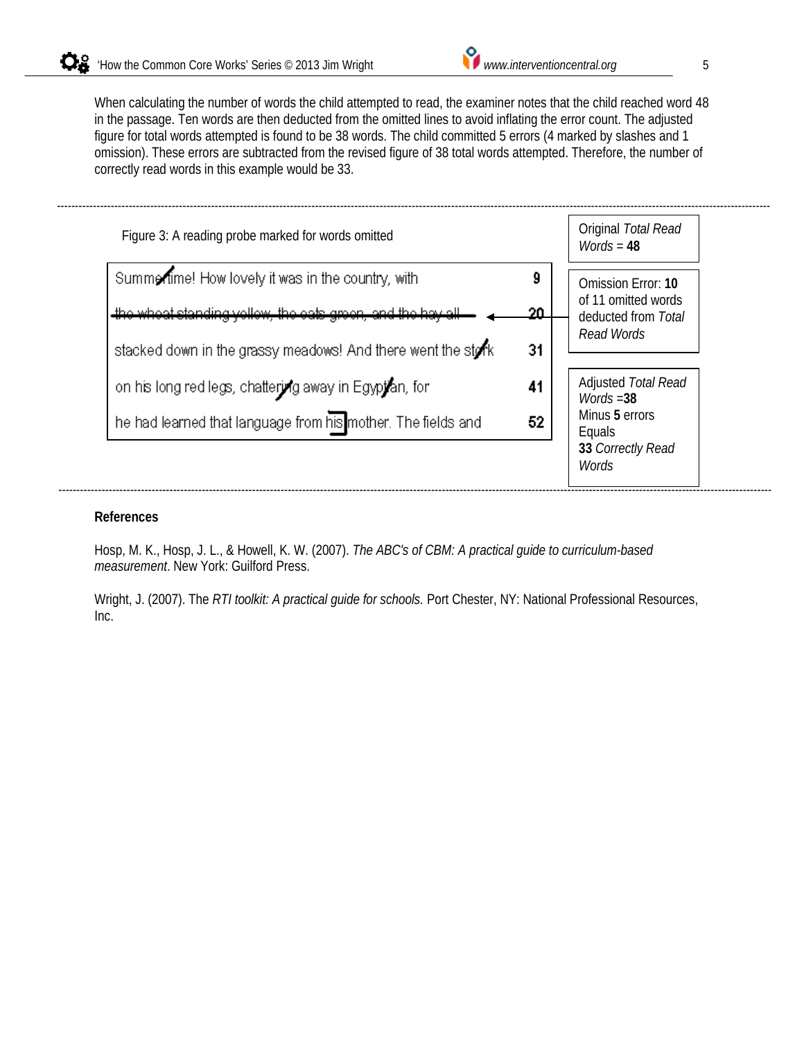When calculating the number of words the child attempted to read, the examiner notes that the child reached word 48 in the passage. Ten words are then deducted from the omitted lines to avoid inflating the error count. The adjusted figure for total words attempted is found to be 38 words. The child committed 5 errors (4 marked by slashes and 1 omission). These errors are subtracted from the revised figure of 38 total words attempted. Therefore, the number of correctly read words in this example would be 33.

---

Figure 3: A reading probe marked for words omitted

| Passage | Word Count |
|---|---|
| Summertime! How lovely it was in the country, with | 9 |
| ~~the wheat standing yellow, the oats green, and the hay all~~ | 20 |
| stacked down in the grassy meadows! And there went the stork | 31 |
| on his long red legs, chattering away in Egyptian, for | 41 |
| he had learned that language from [his] mother. The fields and | 52 |

Original *Total Read Words* = **48**

Omission Error: **10** of 11 omitted words deducted from *Total Read Words*

Adjusted *Total Read Words* =**38**
Minus **5** errors
Equals
**33** *Correctly Read Words*

---

**References**

Hosp, M. K., Hosp, J. L., & Howell, K. W. (2007). *The ABC's of CBM: A practical guide to curriculum-based measurement*. New York: Guilford Press.

Wright, J. (2007). The *RTI toolkit: A practical guide for schools.* Port Chester, NY: National Professional Resources, Inc.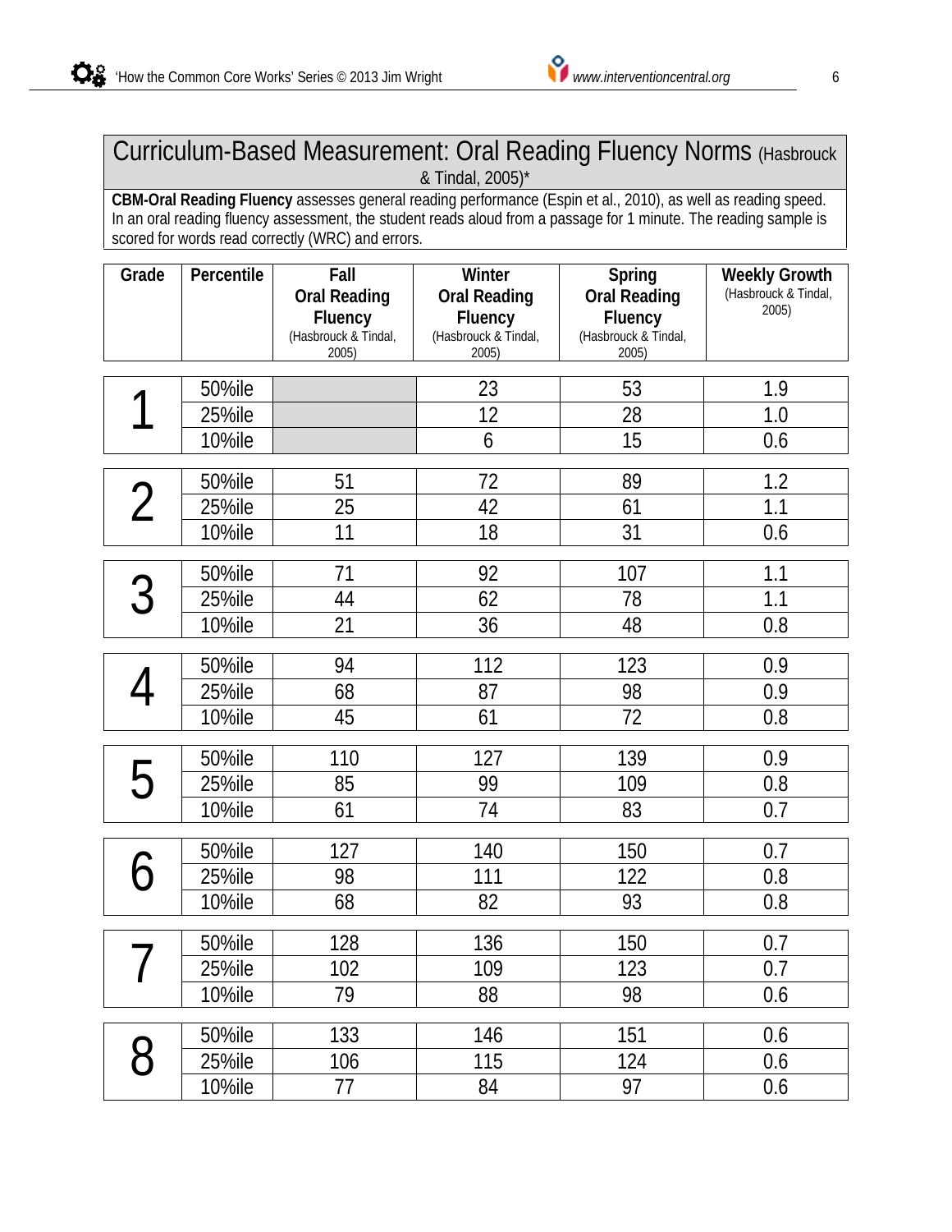## Curriculum-Based Measurement: Oral Reading Fluency Norms (Hasbrouck & Tindal, 2005)*

**CBM-Oral Reading Fluency** assesses general reading performance (Espin et al., 2010), as well as reading speed. In an oral reading fluency assessment, the student reads aloud from a passage for 1 minute. The reading sample is scored for words read correctly (WRC) and errors.

| Grade | Percentile | Fall Oral Reading Fluency (Hasbrouck & Tindal, 2005) | Winter Oral Reading Fluency (Hasbrouck & Tindal, 2005) | Spring Oral Reading Fluency (Hasbrouck & Tindal, 2005) | Weekly Growth (Hasbrouck & Tindal, 2005) |
|---|---|---|---|---|---|
| 1 | 50%ile | | 23 | 53 | 1.9 |
| | 25%ile | | 12 | 28 | 1.0 |
| | 10%ile | | 6 | 15 | 0.6 |
| 2 | 50%ile | 51 | 72 | 89 | 1.2 |
| | 25%ile | 25 | 42 | 61 | 1.1 |
| | 10%ile | 11 | 18 | 31 | 0.6 |
| 3 | 50%ile | 71 | 92 | 107 | 1.1 |
| | 25%ile | 44 | 62 | 78 | 1.1 |
| | 10%ile | 21 | 36 | 48 | 0.8 |
| 4 | 50%ile | 94 | 112 | 123 | 0.9 |
| | 25%ile | 68 | 87 | 98 | 0.9 |
| | 10%ile | 45 | 61 | 72 | 0.8 |
| 5 | 50%ile | 110 | 127 | 139 | 0.9 |
| | 25%ile | 85 | 99 | 109 | 0.8 |
| | 10%ile | 61 | 74 | 83 | 0.7 |
| 6 | 50%ile | 127 | 140 | 150 | 0.7 |
| | 25%ile | 98 | 111 | 122 | 0.8 |
| | 10%ile | 68 | 82 | 93 | 0.8 |
| 7 | 50%ile | 128 | 136 | 150 | 0.7 |
| | 25%ile | 102 | 109 | 123 | 0.7 |
| | 10%ile | 79 | 88 | 98 | 0.6 |
| 8 | 50%ile | 133 | 146 | 151 | 0.6 |
| | 25%ile | 106 | 115 | 124 | 0.6 |
| | 10%ile | 77 | 84 | 97 | 0.6 |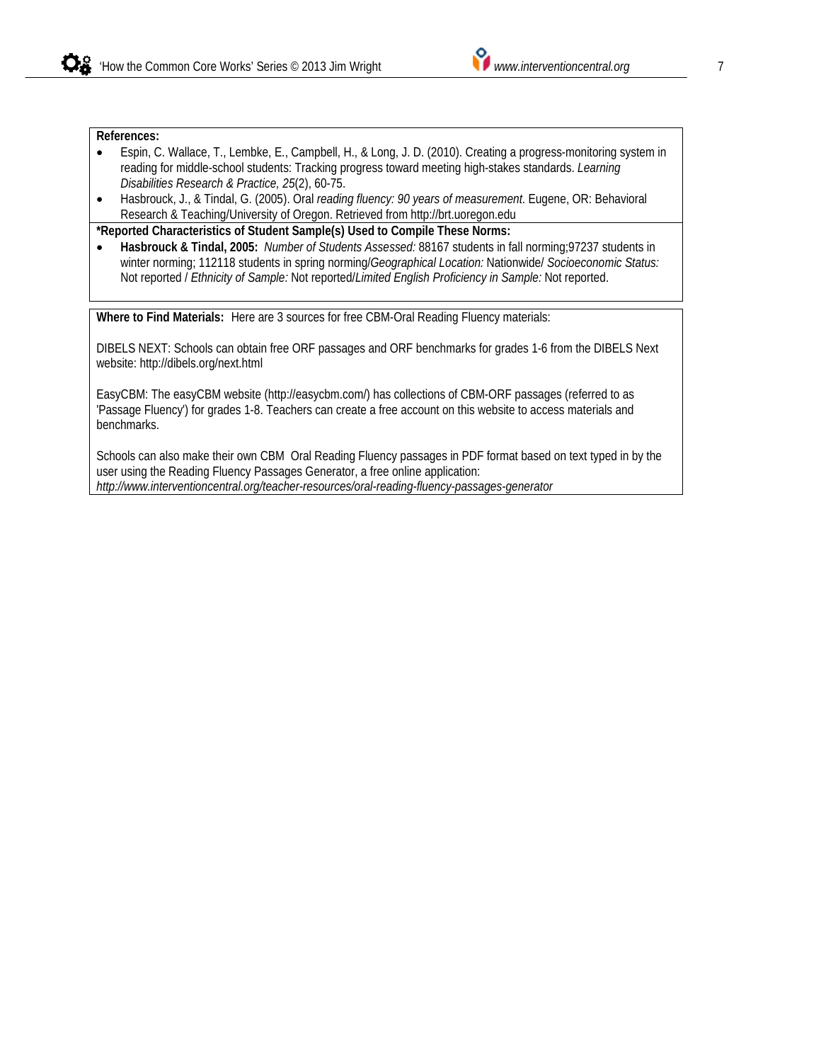**References:**

- Espin, C. Wallace, T., Lembke, E., Campbell, H., & Long, J. D. (2010). Creating a progress-monitoring system in reading for middle-school students: Tracking progress toward meeting high-stakes standards. *Learning Disabilities Research & Practice, 25*(2), 60-75.
- Hasbrouck, J., & Tindal, G. (2005). Oral *reading fluency: 90 years of measurement*. Eugene, OR: Behavioral Research & Teaching/University of Oregon. Retrieved from http://brt.uoregon.edu

**\*Reported Characteristics of Student Sample(s) Used to Compile These Norms:**

- **Hasbrouck & Tindal, 2005:** *Number of Students Assessed:* 88167 students in fall norming;97237 students in winter norming; 112118 students in spring norming/*Geographical Location:* Nationwide/ *Socioeconomic Status:* Not reported / *Ethnicity of Sample:* Not reported/*Limited English Proficiency in Sample:* Not reported.

**Where to Find Materials:** Here are 3 sources for free CBM-Oral Reading Fluency materials:

DIBELS NEXT: Schools can obtain free ORF passages and ORF benchmarks for grades 1-6 from the DIBELS Next website: http://dibels.org/next.html

EasyCBM: The easyCBM website (http://easycbm.com/) has collections of CBM-ORF passages (referred to as 'Passage Fluency') for grades 1-8. Teachers can create a free account on this website to access materials and benchmarks.

Schools can also make their own CBM Oral Reading Fluency passages in PDF format based on text typed in by the user using the Reading Fluency Passages Generator, a free online application: *http://www.interventioncentral.org/teacher-resources/oral-reading-fluency-passages-generator*